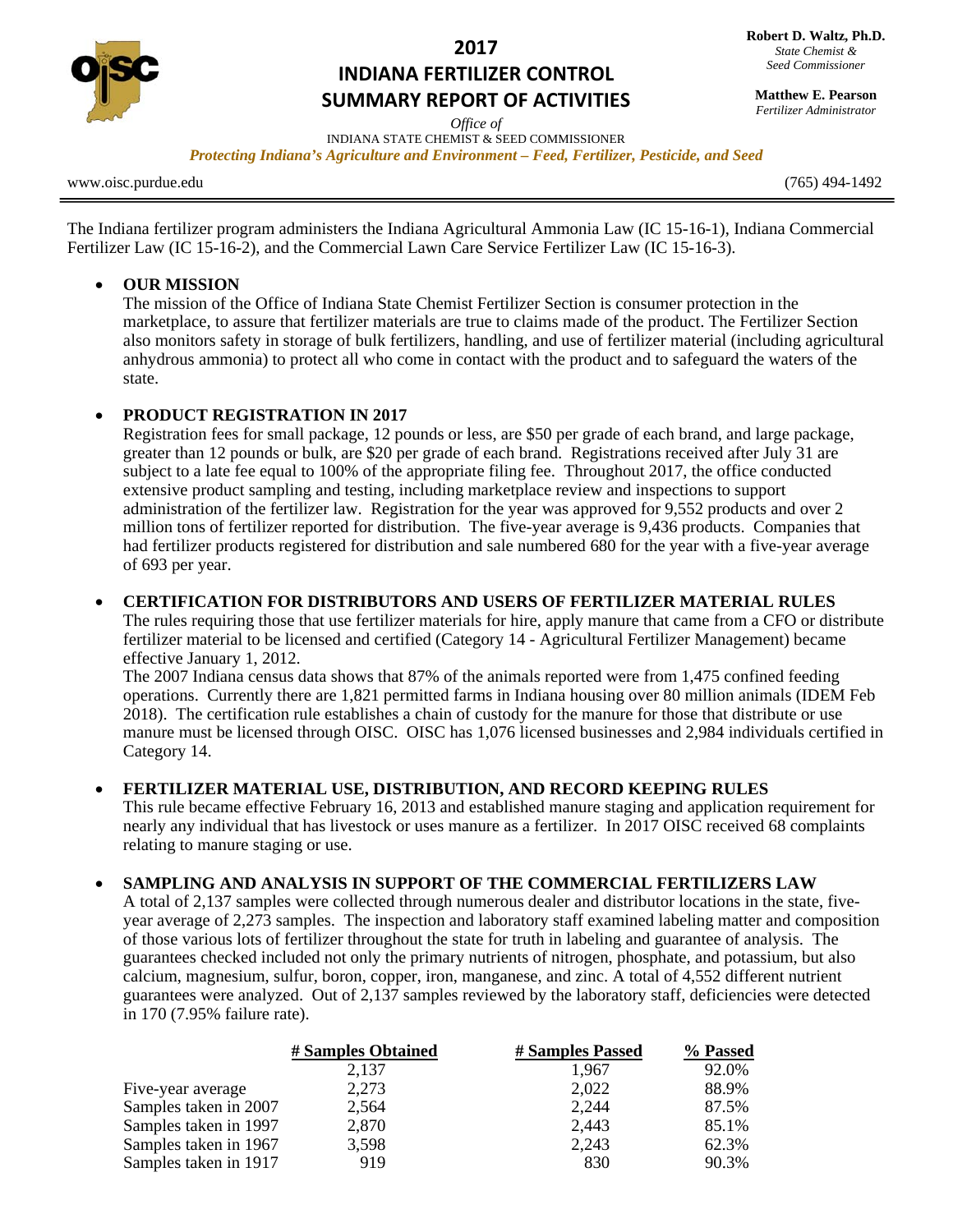# 2017 INDIANA FERTILIZER CONTROL SUMMARY REPORT OF ACTIVITIES

*Office of*
INDIANA STATE CHEMIST & SEED COMMISSIONER

***Protecting Indiana's Agriculture and Environment – Feed, Fertilizer, Pesticide, and Seed***

**Robert D. Waltz, Ph.D.**
*State Chemist & Seed Commissioner*

**Matthew E. Pearson**
*Fertilizer Administrator*

www.oisc.purdue.edu (765) 494-1492

The Indiana fertilizer program administers the Indiana Agricultural Ammonia Law (IC 15-16-1), Indiana Commercial Fertilizer Law (IC 15-16-2), and the Commercial Lawn Care Service Fertilizer Law (IC 15-16-3).

- **OUR MISSION**
  The mission of the Office of Indiana State Chemist Fertilizer Section is consumer protection in the marketplace, to assure that fertilizer materials are true to claims made of the product. The Fertilizer Section also monitors safety in storage of bulk fertilizers, handling, and use of fertilizer material (including agricultural anhydrous ammonia) to protect all who come in contact with the product and to safeguard the waters of the state.

- **PRODUCT REGISTRATION IN 2017**
  Registration fees for small package, 12 pounds or less, are $50 per grade of each brand, and large package, greater than 12 pounds or bulk, are $20 per grade of each brand. Registrations received after July 31 are subject to a late fee equal to 100% of the appropriate filing fee. Throughout 2017, the office conducted extensive product sampling and testing, including marketplace review and inspections to support administration of the fertilizer law. Registration for the year was approved for 9,552 products and over 2 million tons of fertilizer reported for distribution. The five-year average is 9,436 products. Companies that had fertilizer products registered for distribution and sale numbered 680 for the year with a five-year average of 693 per year.

- **CERTIFICATION FOR DISTRIBUTORS AND USERS OF FERTILIZER MATERIAL RULES**
  The rules requiring those that use fertilizer materials for hire, apply manure that came from a CFO or distribute fertilizer material to be licensed and certified (Category 14 - Agricultural Fertilizer Management) became effective January 1, 2012.
  The 2007 Indiana census data shows that 87% of the animals reported were from 1,475 confined feeding operations. Currently there are 1,821 permitted farms in Indiana housing over 80 million animals (IDEM Feb 2018). The certification rule establishes a chain of custody for the manure for those that distribute or use manure must be licensed through OISC. OISC has 1,076 licensed businesses and 2,984 individuals certified in Category 14.

- **FERTILIZER MATERIAL USE, DISTRIBUTION, AND RECORD KEEPING RULES**
  This rule became effective February 16, 2013 and established manure staging and application requirement for nearly any individual that has livestock or uses manure as a fertilizer. In 2017 OISC received 68 complaints relating to manure staging or use.

- **SAMPLING AND ANALYSIS IN SUPPORT OF THE COMMERCIAL FERTILIZERS LAW**
  A total of 2,137 samples were collected through numerous dealer and distributor locations in the state, five-year average of 2,273 samples. The inspection and laboratory staff examined labeling matter and composition of those various lots of fertilizer throughout the state for truth in labeling and guarantee of analysis. The guarantees checked included not only the primary nutrients of nitrogen, phosphate, and potassium, but also calcium, magnesium, sulfur, boron, copper, iron, manganese, and zinc. A total of 4,552 different nutrient guarantees were analyzed. Out of 2,137 samples reviewed by the laboratory staff, deficiencies were detected in 170 (7.95% failure rate).

| | # Samples Obtained | # Samples Passed | % Passed |
|---|---|---|---|
| | 2,137 | 1,967 | 92.0% |
| Five-year average | 2,273 | 2,022 | 88.9% |
| Samples taken in 2007 | 2,564 | 2,244 | 87.5% |
| Samples taken in 1997 | 2,870 | 2,443 | 85.1% |
| Samples taken in 1967 | 3,598 | 2,243 | 62.3% |
| Samples taken in 1917 | 919 | 830 | 90.3% |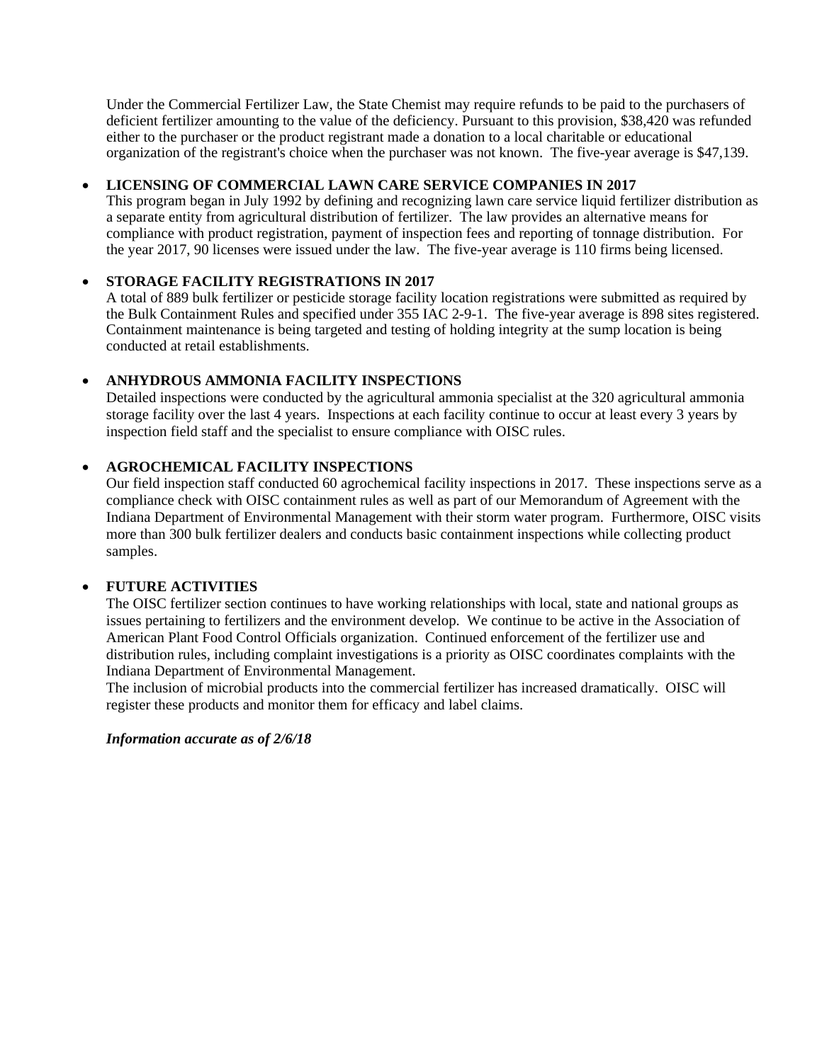Under the Commercial Fertilizer Law, the State Chemist may require refunds to be paid to the purchasers of deficient fertilizer amounting to the value of the deficiency. Pursuant to this provision, $38,420 was refunded either to the purchaser or the product registrant made a donation to a local charitable or educational organization of the registrant's choice when the purchaser was not known. The five-year average is $47,139.

- **LICENSING OF COMMERCIAL LAWN CARE SERVICE COMPANIES IN 2017**
  This program began in July 1992 by defining and recognizing lawn care service liquid fertilizer distribution as a separate entity from agricultural distribution of fertilizer. The law provides an alternative means for compliance with product registration, payment of inspection fees and reporting of tonnage distribution. For the year 2017, 90 licenses were issued under the law. The five-year average is 110 firms being licensed.

- **STORAGE FACILITY REGISTRATIONS IN 2017**
  A total of 889 bulk fertilizer or pesticide storage facility location registrations were submitted as required by the Bulk Containment Rules and specified under 355 IAC 2-9-1. The five-year average is 898 sites registered. Containment maintenance is being targeted and testing of holding integrity at the sump location is being conducted at retail establishments.

- **ANHYDROUS AMMONIA FACILITY INSPECTIONS**
  Detailed inspections were conducted by the agricultural ammonia specialist at the 320 agricultural ammonia storage facility over the last 4 years. Inspections at each facility continue to occur at least every 3 years by inspection field staff and the specialist to ensure compliance with OISC rules.

- **AGROCHEMICAL FACILITY INSPECTIONS**
  Our field inspection staff conducted 60 agrochemical facility inspections in 2017. These inspections serve as a compliance check with OISC containment rules as well as part of our Memorandum of Agreement with the Indiana Department of Environmental Management with their storm water program. Furthermore, OISC visits more than 300 bulk fertilizer dealers and conducts basic containment inspections while collecting product samples.

- **FUTURE ACTIVITIES**
  The OISC fertilizer section continues to have working relationships with local, state and national groups as issues pertaining to fertilizers and the environment develop. We continue to be active in the Association of American Plant Food Control Officials organization. Continued enforcement of the fertilizer use and distribution rules, including complaint investigations is a priority as OISC coordinates complaints with the Indiana Department of Environmental Management.
  The inclusion of microbial products into the commercial fertilizer has increased dramatically. OISC will register these products and monitor them for efficacy and label claims.

***Information accurate as of 2/6/18***